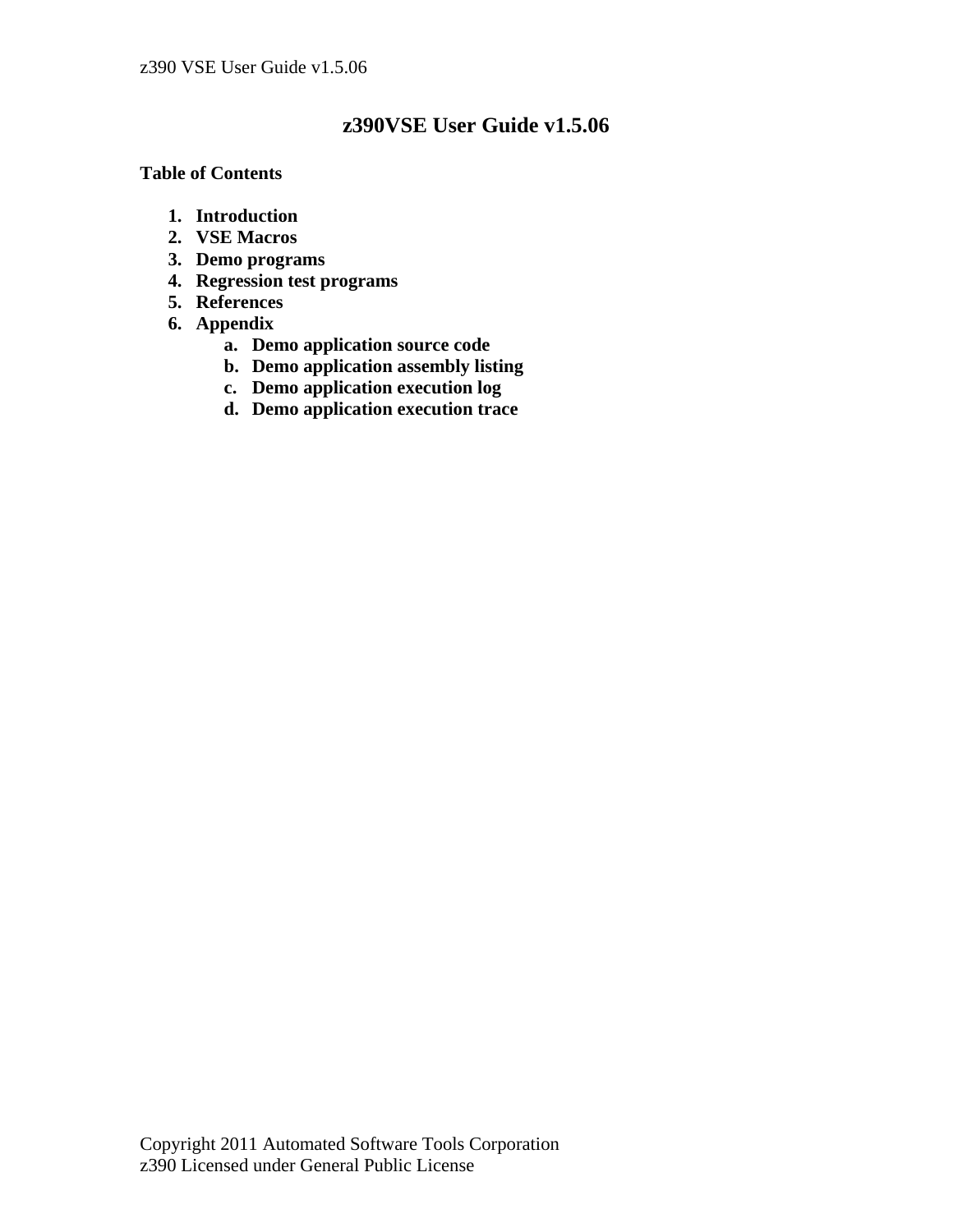# z390VSE User Guide v1.5.06

**Table of Contents**

1. **Introduction**
2. **VSE Macros**
3. **Demo programs**
4. **Regression test programs**
5. **References**
6. **Appendix**
   a. **Demo application source code**
   b. **Demo application assembly listing**
   c. **Demo application execution log**
   d. **Demo application execution trace**

Copyright 2011 Automated Software Tools Corporation
z390 Licensed under General Public License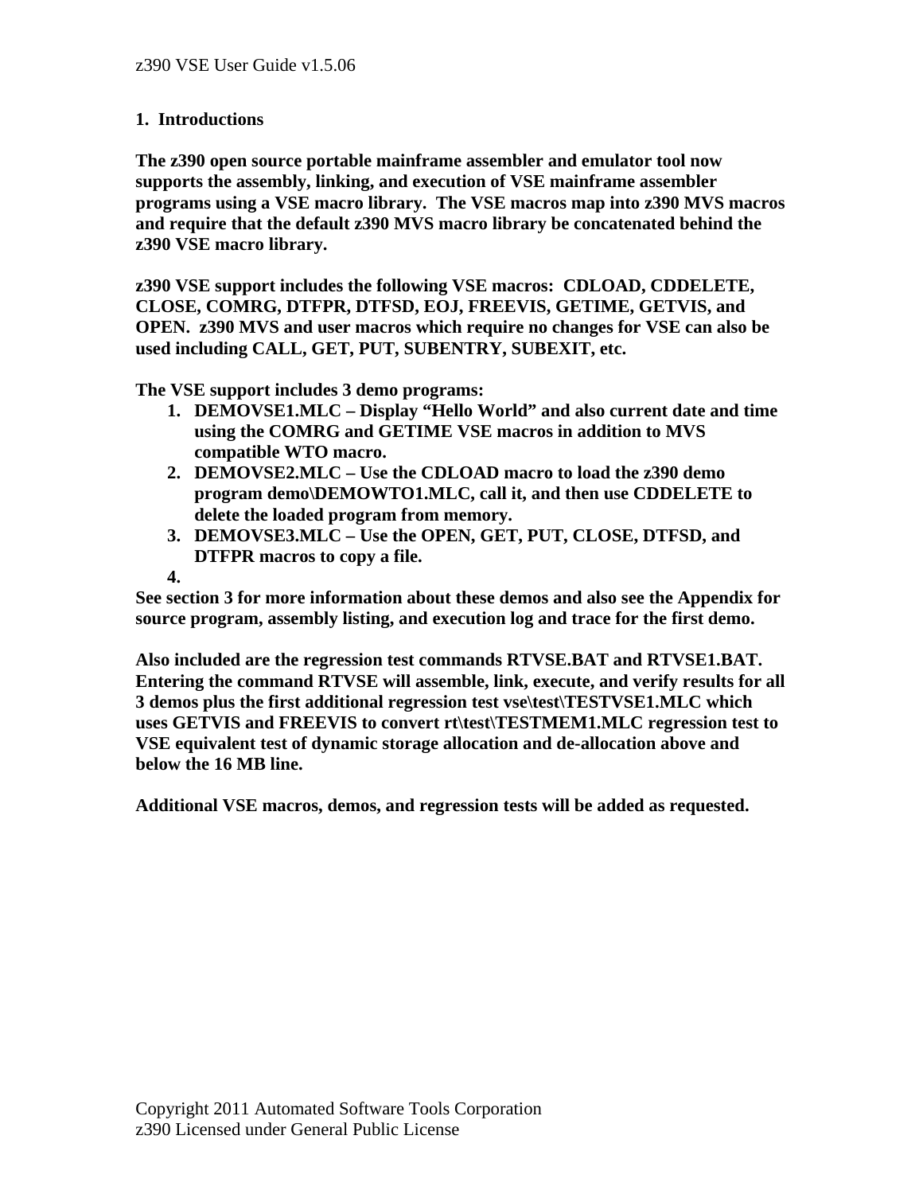# 1. Introductions

**The z390 open source portable mainframe assembler and emulator tool now supports the assembly, linking, and execution of VSE mainframe assembler programs using a VSE macro library. The VSE macros map into z390 MVS macros and require that the default z390 MVS macro library be concatenated behind the z390 VSE macro library.**

**z390 VSE support includes the following VSE macros: CDLOAD, CDDELETE, CLOSE, COMRG, DTFPR, DTFSD, EOJ, FREEVIS, GETIME, GETVIS, and OPEN. z390 MVS and user macros which require no changes for VSE can also be used including CALL, GET, PUT, SUBENTRY, SUBEXIT, etc.**

**The VSE support includes 3 demo programs:**

1. **DEMOVSE1.MLC – Display "Hello World" and also current date and time using the COMRG and GETIME VSE macros in addition to MVS compatible WTO macro.**
2. **DEMOVSE2.MLC – Use the CDLOAD macro to load the z390 demo program demo\DEMOWTO1.MLC, call it, and then use CDDELETE to delete the loaded program from memory.**
3. **DEMOVSE3.MLC – Use the OPEN, GET, PUT, CLOSE, DTFSD, and DTFPR macros to copy a file.**
4. 

**See section 3 for more information about these demos and also see the Appendix for source program, assembly listing, and execution log and trace for the first demo.**

**Also included are the regression test commands RTVSE.BAT and RTVSE1.BAT. Entering the command RTVSE will assemble, link, execute, and verify results for all 3 demos plus the first additional regression test vse\test\TESTVSE1.MLC which uses GETVIS and FREEVIS to convert rt\test\TESTMEM1.MLC regression test to VSE equivalent test of dynamic storage allocation and de-allocation above and below the 16 MB line.**

**Additional VSE macros, demos, and regression tests will be added as requested.**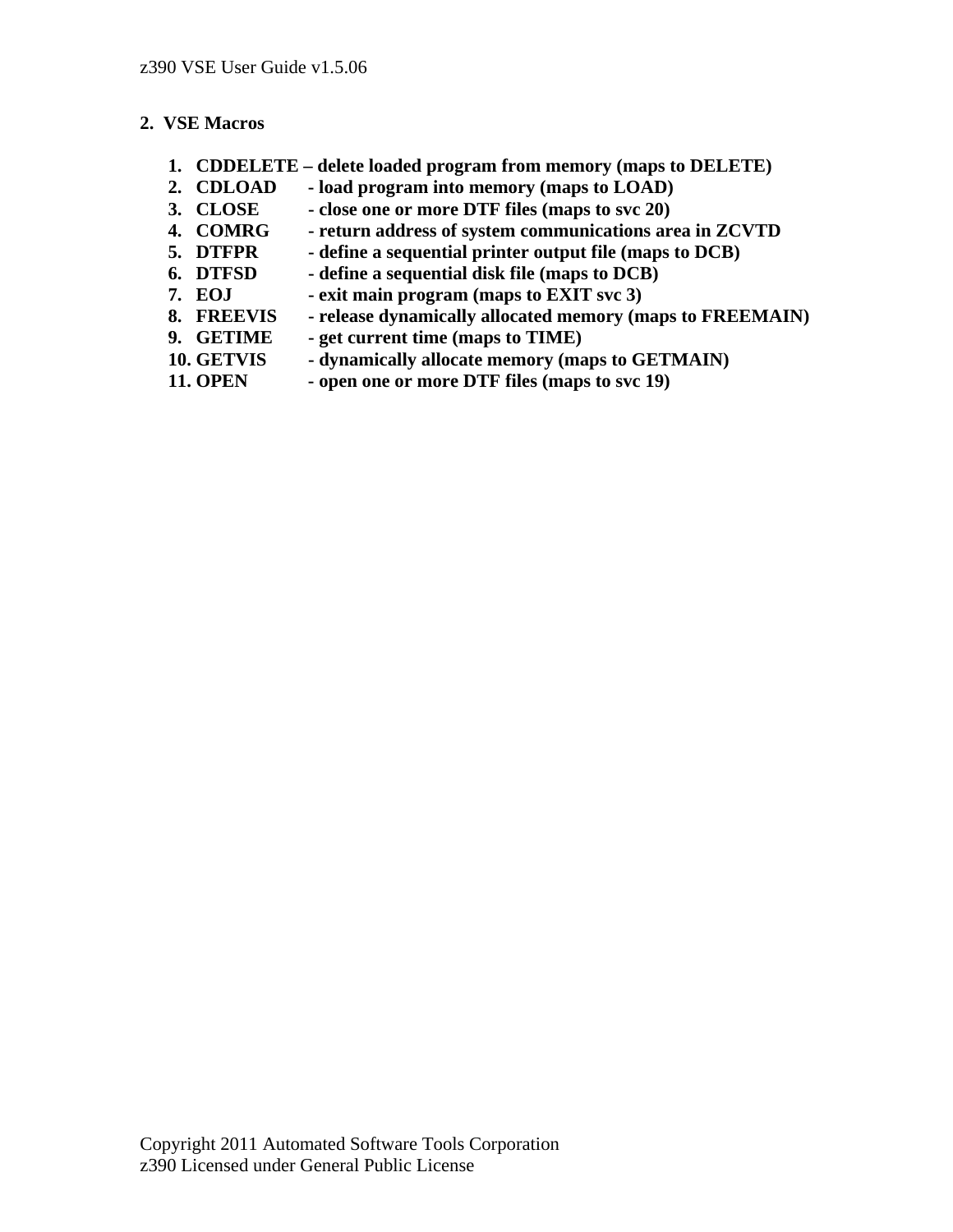## 2. VSE Macros

1. **CDDELETE – delete loaded program from memory (maps to DELETE)**
2. **CDLOAD - load program into memory (maps to LOAD)**
3. **CLOSE - close one or more DTF files (maps to svc 20)**
4. **COMRG - return address of system communications area in ZCVTD**
5. **DTFPR - define a sequential printer output file (maps to DCB)**
6. **DTFSD - define a sequential disk file (maps to DCB)**
7. **EOJ - exit main program (maps to EXIT svc 3)**
8. **FREEVIS - release dynamically allocated memory (maps to FREEMAIN)**
9. **GETIME - get current time (maps to TIME)**
10. **GETVIS - dynamically allocate memory (maps to GETMAIN)**
11. **OPEN - open one or more DTF files (maps to svc 19)**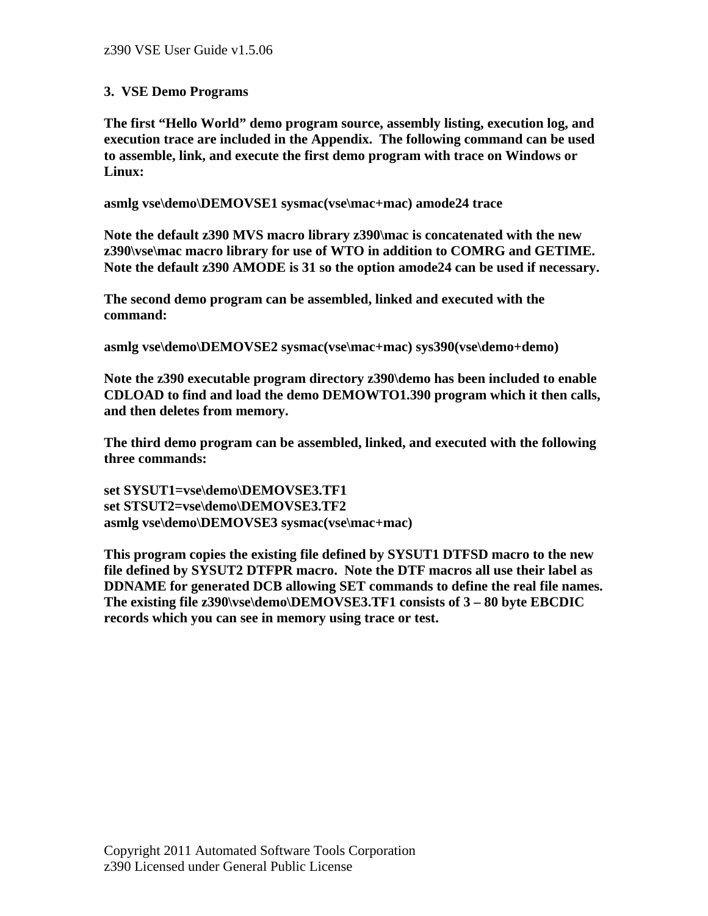## 3. VSE Demo Programs

**The first "Hello World" demo program source, assembly listing, execution log, and execution trace are included in the Appendix. The following command can be used to assemble, link, and execute the first demo program with trace on Windows or Linux:**

```
asmlg vse\demo\DEMOVSE1 sysmac(vse\mac+mac) amode24 trace
```

**Note the default z390 MVS macro library z390\mac is concatenated with the new z390\vse\mac macro library for use of WTO in addition to COMRG and GETIME. Note the default z390 AMODE is 31 so the option amode24 can be used if necessary.**

**The second demo program can be assembled, linked and executed with the command:**

```
asmlg vse\demo\DEMOVSE2 sysmac(vse\mac+mac) sys390(vse\demo+demo)
```

**Note the z390 executable program directory z390\demo has been included to enable CDLOAD to find and load the demo DEMOWTO1.390 program which it then calls, and then deletes from memory.**

**The third demo program can be assembled, linked, and executed with the following three commands:**

```
set SYSUT1=vse\demo\DEMOVSE3.TF1
set STSUT2=vse\demo\DEMOVSE3.TF2
asmlg vse\demo\DEMOVSE3 sysmac(vse\mac+mac)
```

**This program copies the existing file defined by SYSUT1 DTFSD macro to the new file defined by SYSUT2 DTFPR macro. Note the DTF macros all use their label as DDNAME for generated DCB allowing SET commands to define the real file names. The existing file z390\vse\demo\DEMOVSE3.TF1 consists of 3 – 80 byte EBCDIC records which you can see in memory using trace or test.**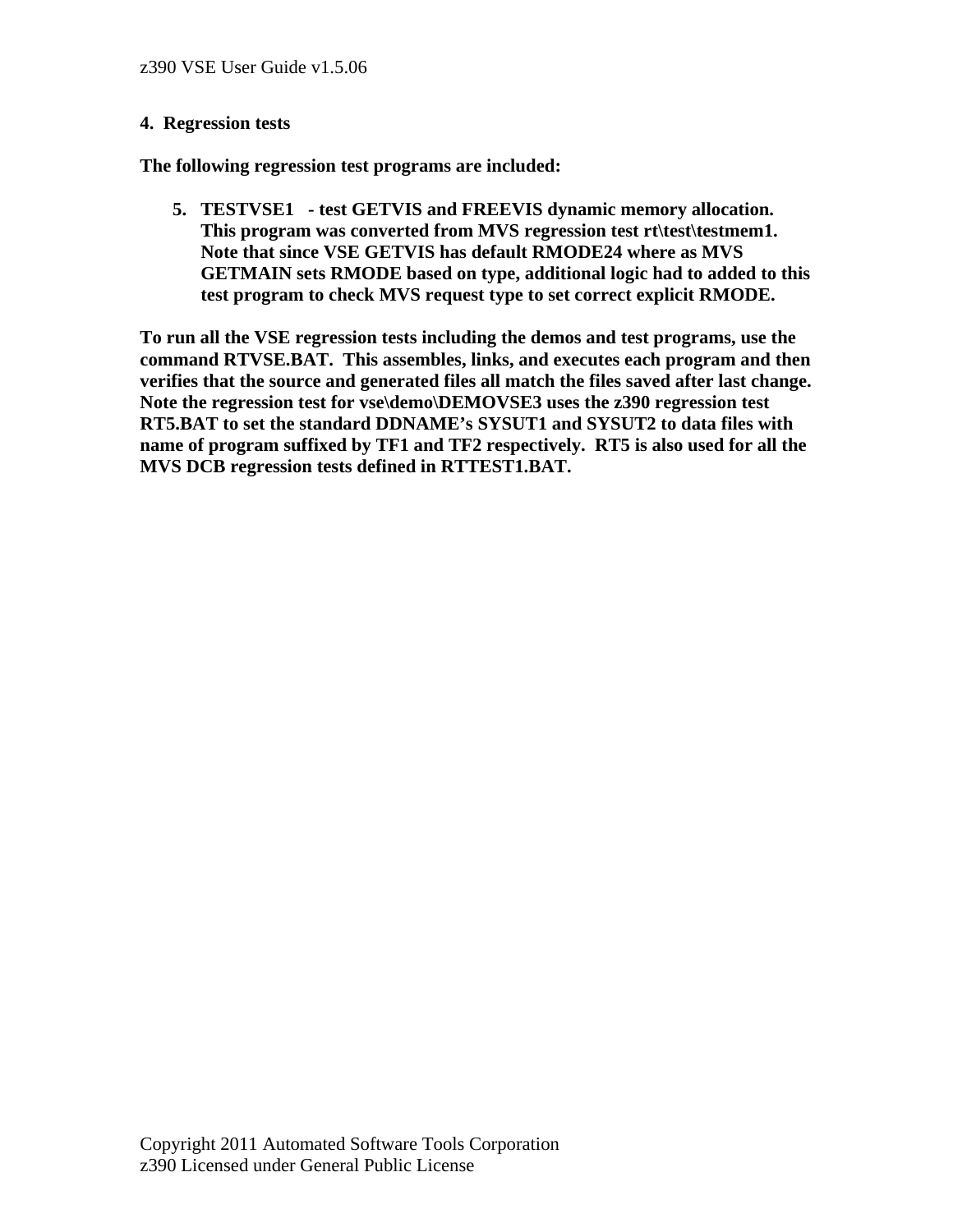## 4. Regression tests

**The following regression test programs are included:**

5. **TESTVSE1 - test GETVIS and FREEVIS dynamic memory allocation. This program was converted from MVS regression test rt\test\testmem1. Note that since VSE GETVIS has default RMODE24 where as MVS GETMAIN sets RMODE based on type, additional logic had to added to this test program to check MVS request type to set correct explicit RMODE.**

**To run all the VSE regression tests including the demos and test programs, use the command RTVSE.BAT. This assembles, links, and executes each program and then verifies that the source and generated files all match the files saved after last change. Note the regression test for vse\demo\DEMOVSE3 uses the z390 regression test RT5.BAT to set the standard DDNAME's SYSUT1 and SYSUT2 to data files with name of program suffixed by TF1 and TF2 respectively. RT5 is also used for all the MVS DCB regression tests defined in RTTEST1.BAT.**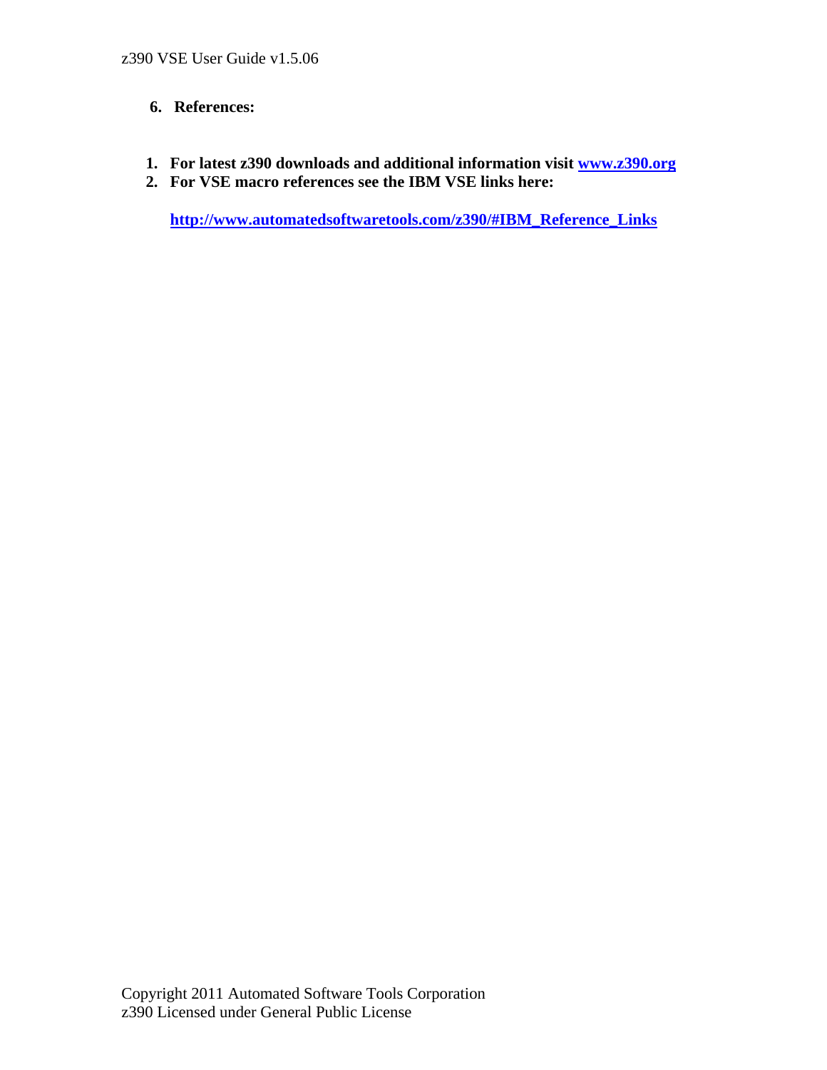## 6. References:

1. **For latest z390 downloads and additional information visit [www.z390.org](http://www.z390.org)**
2. **For VSE macro references see the IBM VSE links here:**

   **[http://www.automatedsoftwaretools.com/z390/#IBM_Reference_Links](http://www.automatedsoftwaretools.com/z390/#IBM_Reference_Links)**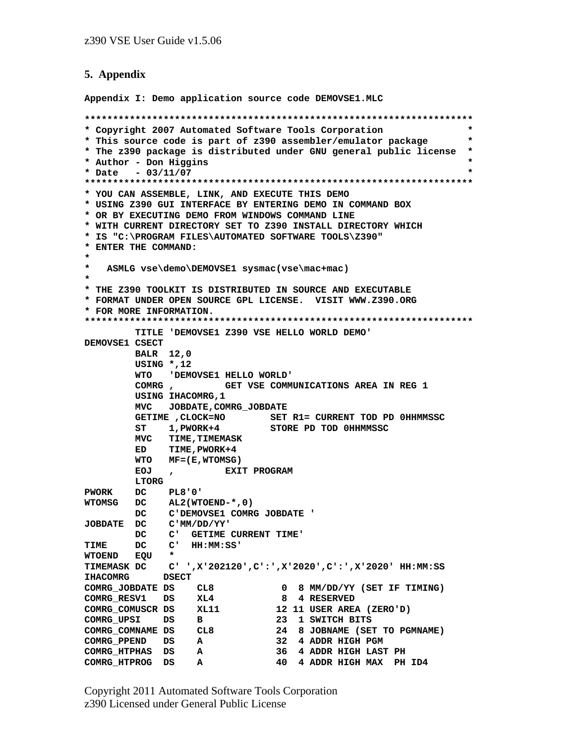## 5. Appendix

**Appendix I: Demo application source code DEMOVSE1.MLC**

```
*********************************************************************
* Copyright 2007 Automated Software Tools Corporation               *
* This source code is part of z390 assembler/emulator package       *
* The z390 package is distributed under GNU general public license  *
* Author - Don Higgins                                              *
* Date   - 03/11/07                                                 *
*********************************************************************
* YOU CAN ASSEMBLE, LINK, AND EXECUTE THIS DEMO
* USING Z390 GUI INTERFACE BY ENTERING DEMO IN COMMAND BOX
* OR BY EXECUTING DEMO FROM WINDOWS COMMAND LINE
* WITH CURRENT DIRECTORY SET TO Z390 INSTALL DIRECTORY WHICH
* IS "C:\PROGRAM FILES\AUTOMATED SOFTWARE TOOLS\Z390"
* ENTER THE COMMAND:
*
*   ASMLG vse\demo\DEMOVSE1 sysmac(vse\mac+mac)
*
* THE Z390 TOOLKIT IS DISTRIBUTED IN SOURCE AND EXECUTABLE
* FORMAT UNDER OPEN SOURCE GPL LICENSE.  VISIT WWW.Z390.ORG
* FOR MORE INFORMATION.
*********************************************************************
         TITLE 'DEMOVSE1 Z390 VSE HELLO WORLD DEMO'
DEMOVSE1 CSECT
         BALR  12,0
         USING *,12
         WTO   'DEMOVSE1 HELLO WORLD'
         COMRG ,         GET VSE COMMUNICATIONS AREA IN REG 1
         USING IHACOMRG,1
         MVC   JOBDATE,COMRG_JOBDATE
         GETIME ,CLOCK=NO        SET R1= CURRENT TOD PD 0HHMMSSC
         ST    1,PWORK+4         STORE PD TOD 0HHMMSSC
         MVC   TIME,TIMEMASK
         ED    TIME,PWORK+4
         WTO   MF=(E,WTOMSG)
         EOJ   ,         EXIT PROGRAM
         LTORG
PWORK    DC    PL8'0'
WTOMSG   DC    AL2(WTOEND-*,0)
         DC    C'DEMOVSE1 COMRG JOBDATE '
JOBDATE  DC    C'MM/DD/YY'
         DC    C'  GETIME CURRENT TIME'
TIME     DC    C'  HH:MM:SS'
WTOEND   EQU   *
TIMEMASK DC    C' ',X'202120',C':',X'2020',C':',X'2020' HH:MM:SS
IHACOMRG      DSECT
COMRG_JOBDATE DS    CL8           0  8 MM/DD/YY (SET IF TIMING)
COMRG_RESV1   DS    XL4           8  4 RESERVED
COMRG_COMUSCR DS    XL11         12 11 USER AREA (ZERO'D)
COMRG_UPSI    DS    B            23  1 SWITCH BITS
COMRG_COMNAME DS    CL8          24  8 JOBNAME (SET TO PGMNAME)
COMRG_PPEND   DS    A            32  4 ADDR HIGH PGM
COMRG_HTPHAS  DS    A            36  4 ADDR HIGH LAST PH
COMRG_HTPROG  DS    A            40  4 ADDR HIGH MAX  PH ID4
```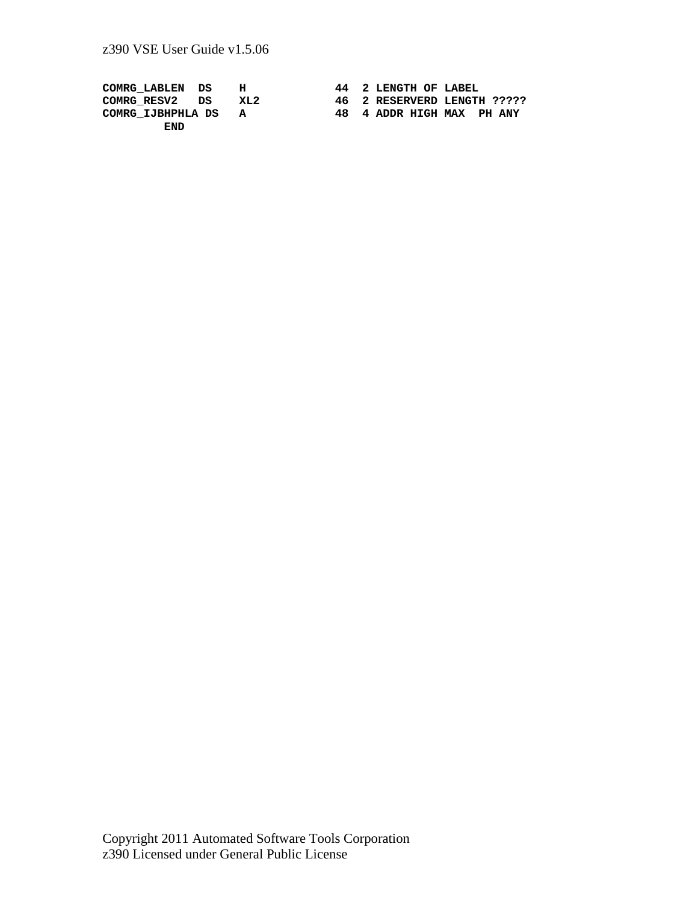```
COMRG_LABLEN  DS    H              44  2 LENGTH OF LABEL
COMRG_RESV2   DS    XL2            46  2 RESERVERD LENGTH ?????
COMRG_IJBHPHLA DS   A              48  4 ADDR HIGH MAX  PH ANY
         END
```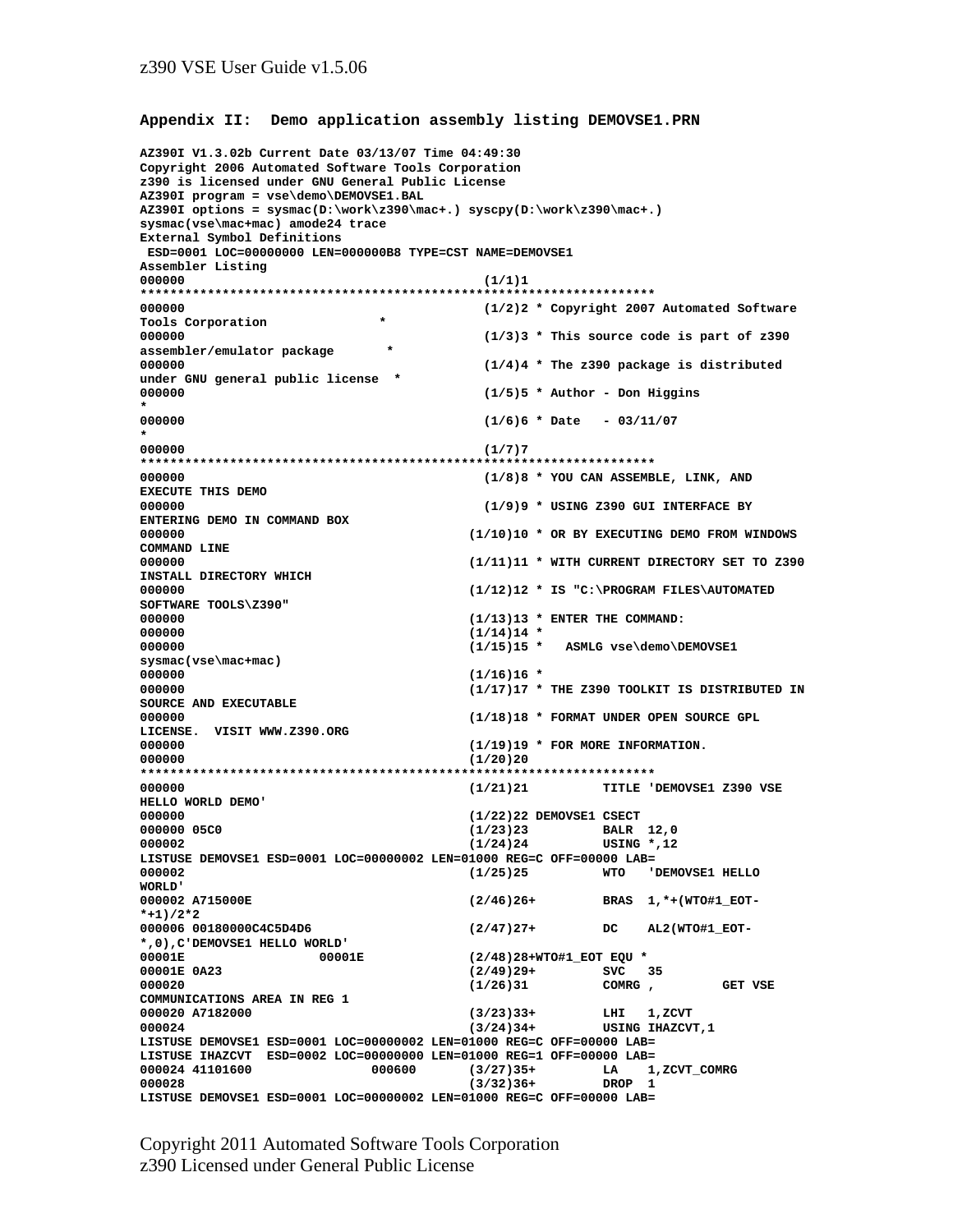## Appendix II: Demo application assembly listing DEMOVSE1.PRN

```
AZ390I V1.3.02b Current Date 03/13/07 Time 04:49:30
Copyright 2006 Automated Software Tools Corporation
z390 is licensed under GNU General Public License
AZ390I program = vse\demo\DEMOVSE1.BAL
AZ390I options = sysmac(D:\work\z390\mac+.) syscpy(D:\work\z390\mac+.)
sysmac(vse\mac+mac) amode24 trace
External Symbol Definitions
 ESD=0001 LOC=00000000 LEN=000000B8 TYPE=CST NAME=DEMOVSE1
Assembler Listing
000000                                        (1/1)1
*********************************************************************
000000                                        (1/2)2 * Copyright 2007 Automated Software
Tools Corporation               *
000000                                        (1/3)3 * This source code is part of z390
assembler/emulator package       *
000000                                        (1/4)4 * The z390 package is distributed
under GNU general public license  *
000000                                        (1/5)5 * Author - Don Higgins
*
000000                                        (1/6)6 * Date   - 03/11/07
*
000000                                        (1/7)7
*********************************************************************
000000                                        (1/8)8 * YOU CAN ASSEMBLE, LINK, AND
EXECUTE THIS DEMO
000000                                        (1/9)9 * USING Z390 GUI INTERFACE BY
ENTERING DEMO IN COMMAND BOX
000000                                       (1/10)10 * OR BY EXECUTING DEMO FROM WINDOWS
COMMAND LINE
000000                                       (1/11)11 * WITH CURRENT DIRECTORY SET TO Z390
INSTALL DIRECTORY WHICH
000000                                       (1/12)12 * IS "C:\PROGRAM FILES\AUTOMATED
SOFTWARE TOOLS\Z390"
000000                                       (1/13)13 * ENTER THE COMMAND:
000000                                       (1/14)14 *
000000                                       (1/15)15 *   ASMLG vse\demo\DEMOVSE1
sysmac(vse\mac+mac)
000000                                       (1/16)16 *
000000                                       (1/17)17 * THE Z390 TOOLKIT IS DISTRIBUTED IN
SOURCE AND EXECUTABLE
000000                                       (1/18)18 * FORMAT UNDER OPEN SOURCE GPL
LICENSE.  VISIT WWW.Z390.ORG
000000                                       (1/19)19 * FOR MORE INFORMATION.
000000                                       (1/20)20
*********************************************************************
000000                                       (1/21)21          TITLE 'DEMOVSE1 Z390 VSE
HELLO WORLD DEMO'
000000                                       (1/22)22 DEMOVSE1 CSECT
000000 05C0                                  (1/23)23          BALR  12,0
000002                                       (1/24)24          USING *,12
LISTUSE DEMOVSE1 ESD=0001 LOC=00000002 LEN=01000 REG=C OFF=00000 LAB=
000002                                       (1/25)25          WTO   'DEMOVSE1 HELLO
WORLD'
000002 A715000E                              (2/46)26+         BRAS  1,*+(WTO#1_EOT-
*+1)/2*2
000006 00180000C4C5D4D6                      (2/47)27+         DC    AL2(WTO#1_EOT-
*,0),C'DEMOVSE1 HELLO WORLD'
00001E                 00001E                (2/48)28+WTO#1_EOT EQU *
00001E 0A23                                  (2/49)29+         SVC   35
000020                                       (1/26)31          COMRG ,         GET VSE
COMMUNICATIONS AREA IN REG 1
000020 A7182000                              (3/23)33+         LHI   1,ZCVT
000024                                       (3/24)34+         USING IHAZCVT,1
LISTUSE DEMOVSE1 ESD=0001 LOC=00000002 LEN=01000 REG=C OFF=00000 LAB=
LISTUSE IHAZCVT  ESD=0002 LOC=00000000 LEN=01000 REG=1 OFF=00000 LAB=
000024 41101600                000600        (3/27)35+         LA    1,ZCVT_COMRG
000028                                       (3/32)36+         DROP  1
LISTUSE DEMOVSE1 ESD=0001 LOC=00000002 LEN=01000 REG=C OFF=00000 LAB=
```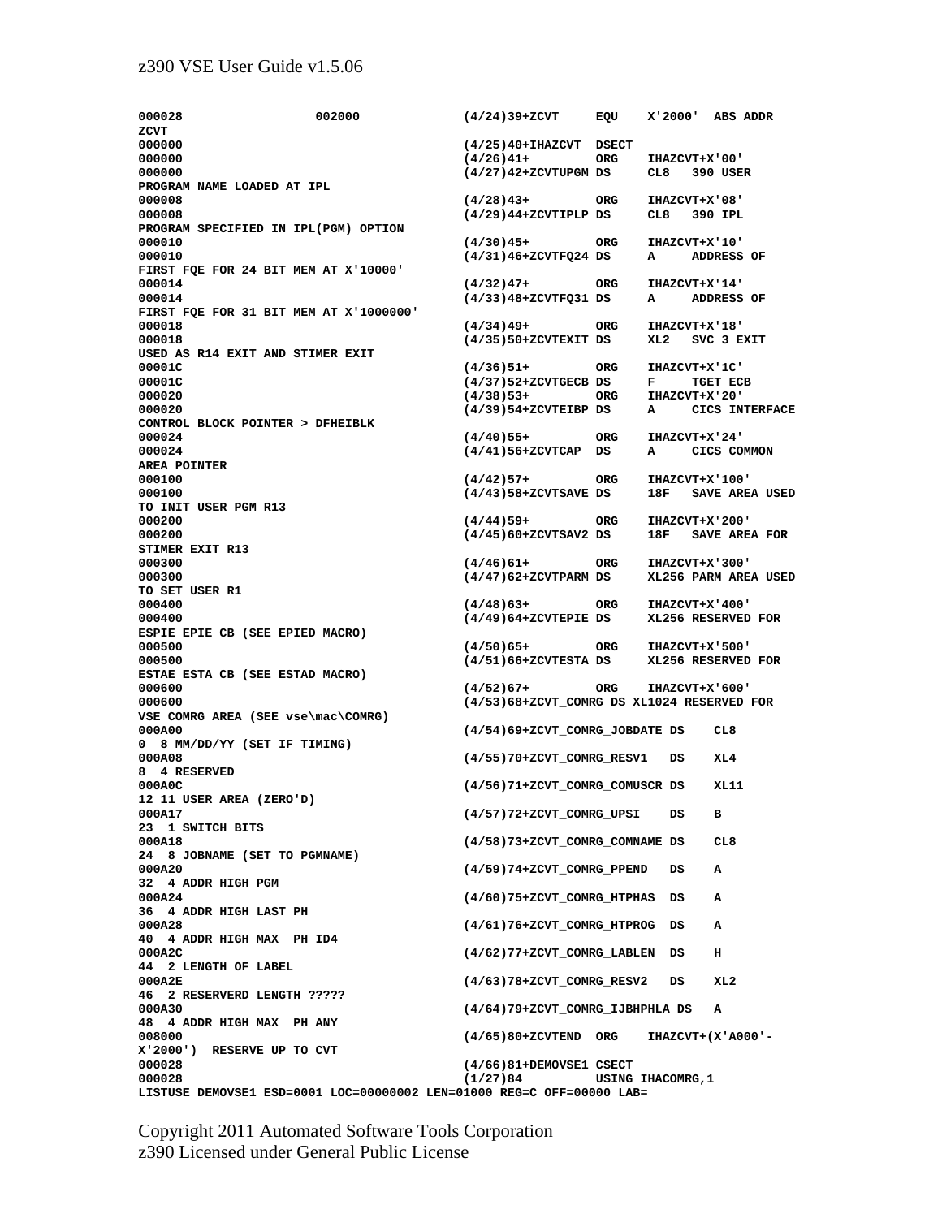```
000028                  002000              (4/24)39+ZCVT     EQU    X'2000'  ABS ADDR
ZCVT
000000                                      (4/25)40+IHAZCVT  DSECT
000000                                      (4/26)41+         ORG    IHAZCVT+X'00'
000000                                      (4/27)42+ZCVTUPGM DS     CL8   390 USER
PROGRAM NAME LOADED AT IPL
000008                                      (4/28)43+         ORG    IHAZCVT+X'08'
000008                                      (4/29)44+ZCVTIPLP DS     CL8   390 IPL
PROGRAM SPECIFIED IN IPL(PGM) OPTION
000010                                      (4/30)45+         ORG    IHAZCVT+X'10'
000010                                      (4/31)46+ZCVTFQ24 DS     A     ADDRESS OF
FIRST FQE FOR 24 BIT MEM AT X'10000'
000014                                      (4/32)47+         ORG    IHAZCVT+X'14'
000014                                      (4/33)48+ZCVTFQ31 DS     A     ADDRESS OF
FIRST FQE FOR 31 BIT MEM AT X'1000000'
000018                                      (4/34)49+         ORG    IHAZCVT+X'18'
000018                                      (4/35)50+ZCVTEXIT DS     XL2   SVC 3 EXIT
USED AS R14 EXIT AND STIMER EXIT
00001C                                      (4/36)51+         ORG    IHAZCVT+X'1C'
00001C                                      (4/37)52+ZCVTGECB DS     F     TGET ECB
000020                                      (4/38)53+         ORG    IHAZCVT+X'20'
000020                                      (4/39)54+ZCVTEIBP DS     A     CICS INTERFACE
CONTROL BLOCK POINTER > DFHEIBLK
000024                                      (4/40)55+         ORG    IHAZCVT+X'24'
000024                                      (4/41)56+ZCVTCAP  DS     A     CICS COMMON
AREA POINTER
000100                                      (4/42)57+         ORG    IHAZCVT+X'100'
000100                                      (4/43)58+ZCVTSAVE DS     18F   SAVE AREA USED
TO INIT USER PGM R13
000200                                      (4/44)59+         ORG    IHAZCVT+X'200'
000200                                      (4/45)60+ZCVTSAV2 DS     18F   SAVE AREA FOR
STIMER EXIT R13
000300                                      (4/46)61+         ORG    IHAZCVT+X'300'
000300                                      (4/47)62+ZCVTPARM DS     XL256 PARM AREA USED
TO SET USER R1
000400                                      (4/48)63+         ORG    IHAZCVT+X'400'
000400                                      (4/49)64+ZCVTEPIE DS     XL256 RESERVED FOR
ESPIE EPIE CB (SEE EPIED MACRO)
000500                                      (4/50)65+         ORG    IHAZCVT+X'500'
000500                                      (4/51)66+ZCVTESTA DS     XL256 RESERVED FOR
ESTAE ESTA CB (SEE ESTAD MACRO)
000600                                      (4/52)67+         ORG    IHAZCVT+X'600'
000600                                      (4/53)68+ZCVT_COMRG DS XL1024 RESERVED FOR
VSE COMRG AREA (SEE vse\mac\COMRG)
000A00                                      (4/54)69+ZCVT_COMRG_JOBDATE DS    CL8
0  8 MM/DD/YY (SET IF TIMING)
000A08                                      (4/55)70+ZCVT_COMRG_RESV1   DS    XL4
8  4 RESERVED
000A0C                                      (4/56)71+ZCVT_COMRG_COMUSCR DS    XL11
12 11 USER AREA (ZERO'D)
000A17                                      (4/57)72+ZCVT_COMRG_UPSI    DS    B
23  1 SWITCH BITS
000A18                                      (4/58)73+ZCVT_COMRG_COMNAME DS    CL8
24  8 JOBNAME (SET TO PGMNAME)
000A20                                      (4/59)74+ZCVT_COMRG_PPEND   DS    A
32  4 ADDR HIGH PGM
000A24                                      (4/60)75+ZCVT_COMRG_HTPHAS  DS    A
36  4 ADDR HIGH LAST PH
000A28                                      (4/61)76+ZCVT_COMRG_HTPROG  DS    A
40  4 ADDR HIGH MAX  PH ID4
000A2C                                      (4/62)77+ZCVT_COMRG_LABLEN  DS    H
44  2 LENGTH OF LABEL
000A2E                                      (4/63)78+ZCVT_COMRG_RESV2   DS    XL2
46  2 RESERVERD LENGTH ?????
000A30                                      (4/64)79+ZCVT_COMRG_IJBHPHLA DS   A
48  4 ADDR HIGH MAX  PH ANY
008000                                      (4/65)80+ZCVTEND  ORG    IHAZCVT+(X'A000'-
X'2000')  RESERVE UP TO CVT
000028                                      (4/66)81+DEMOVSE1 CSECT
000028                                      (1/27)84          USING IHACOMRG,1
LISTUSE DEMOVSE1 ESD=0001 LOC=00000002 LEN=01000 REG=C OFF=00000 LAB=
```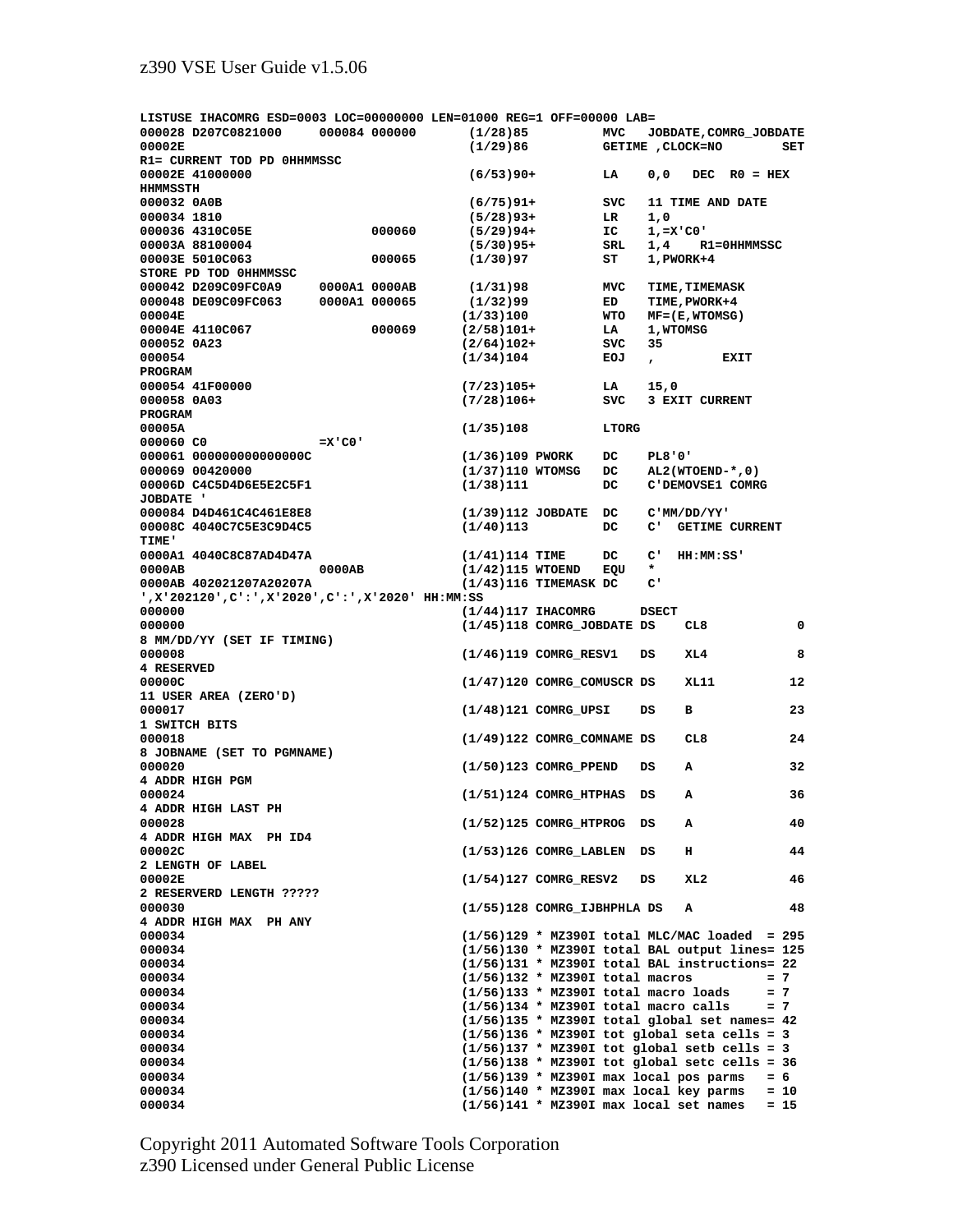```
LISTUSE IHACOMRG ESD=0003 LOC=00000000 LEN=01000 REG=1 OFF=00000 LAB=
000028 D207C0821000     000084 000000       (1/28)85          MVC   JOBDATE,COMRG_JOBDATE
00002E                                      (1/29)86          GETIME ,CLOCK=NO        SET
R1= CURRENT TOD PD 0HHMMSSC
00002E 41000000                             (6/53)90+         LA    0,0   DEC  R0 = HEX
HHMMSSTH
000032 0A0B                                 (6/75)91+         SVC   11 TIME AND DATE
000034 1810                                 (5/28)93+         LR    1,0
000036 4310C05E               000060        (5/29)94+         IC    1,=X'C0'
00003A 88100004                             (5/30)95+         SRL   1,4    R1=0HHMMSSC
00003E 5010C063               000065        (1/30)97          ST    1,PWORK+4
STORE PD TOD 0HHMMSSC
000042 D209C09FC0A9     0000A1 0000AB       (1/31)98          MVC   TIME,TIMEMASK
000048 DE09C09FC063     0000A1 000065       (1/32)99          ED    TIME,PWORK+4
00004E                                      (1/33)100         WTO   MF=(E,WTOMSG)
00004E 4110C067               000069        (2/58)101+        LA    1,WTOMSG
000052 0A23                                 (2/64)102+        SVC   35
000054                                      (1/34)104         EOJ   ,         EXIT
PROGRAM
000054 41F00000                             (7/23)105+        LA    15,0
000058 0A03                                 (7/28)106+        SVC   3 EXIT CURRENT
PROGRAM
00005A                                      (1/35)108         LTORG
000060 C0                =X'C0'
000061 000000000000000C                     (1/36)109 PWORK    DC    PL8'0'
000069 00420000                             (1/37)110 WTOMSG   DC    AL2(WTOEND-*,0)
00006D C4C5D4D6E5E2C5F1                     (1/38)111          DC    C'DEMOVSE1 COMRG
JOBDATE '
000084 D4D461C4C461E8E8                     (1/39)112 JOBDATE  DC    C'MM/DD/YY'
00008C 4040C7C5E3C9D4C5                     (1/40)113          DC    C'  GETIME CURRENT
TIME'
0000A1 4040C8C87AD4D47A                     (1/41)114 TIME     DC    C'  HH:MM:SS'
0000AB                   0000AB             (1/42)115 WTOEND   EQU   *
0000AB 402021207A20207A                     (1/43)116 TIMEMASK DC    C'
',X'202120',C':',X'2020',C':',X'2020' HH:MM:SS
000000                                      (1/44)117 IHACOMRG      DSECT
000000                                      (1/45)118 COMRG_JOBDATE DS    CL8           0
8 MM/DD/YY (SET IF TIMING)
000008                                      (1/46)119 COMRG_RESV1   DS    XL4           8
4 RESERVED
00000C                                      (1/47)120 COMRG_COMUSCR DS    XL11         12
11 USER AREA (ZERO'D)
000017                                      (1/48)121 COMRG_UPSI    DS    B            23
1 SWITCH BITS
000018                                      (1/49)122 COMRG_COMNAME DS    CL8          24
8 JOBNAME (SET TO PGMNAME)
000020                                      (1/50)123 COMRG_PPEND   DS    A            32
4 ADDR HIGH PGM
000024                                      (1/51)124 COMRG_HTPHAS  DS    A            36
4 ADDR HIGH LAST PH
000028                                      (1/52)125 COMRG_HTPROG  DS    A            40
4 ADDR HIGH MAX  PH ID4
00002C                                      (1/53)126 COMRG_LABLEN  DS    H            44
2 LENGTH OF LABEL
00002E                                      (1/54)127 COMRG_RESV2   DS    XL2          46
2 RESERVERD LENGTH ?????
000030                                      (1/55)128 COMRG_IJBHPHLA DS   A            48
4 ADDR HIGH MAX  PH ANY
000034                                      (1/56)129 * MZ390I total MLC/MAC loaded  = 295
000034                                      (1/56)130 * MZ390I total BAL output lines= 125
000034                                      (1/56)131 * MZ390I total BAL instructions= 22
000034                                      (1/56)132 * MZ390I total macros          = 7
000034                                      (1/56)133 * MZ390I total macro loads     = 7
000034                                      (1/56)134 * MZ390I total macro calls     = 7
000034                                      (1/56)135 * MZ390I total global set names= 42
000034                                      (1/56)136 * MZ390I tot global seta cells = 3
000034                                      (1/56)137 * MZ390I tot global setb cells = 3
000034                                      (1/56)138 * MZ390I tot global setc cells = 36
000034                                      (1/56)139 * MZ390I max local pos parms   = 6
000034                                      (1/56)140 * MZ390I max local key parms   = 10
000034                                      (1/56)141 * MZ390I max local set names   = 15
```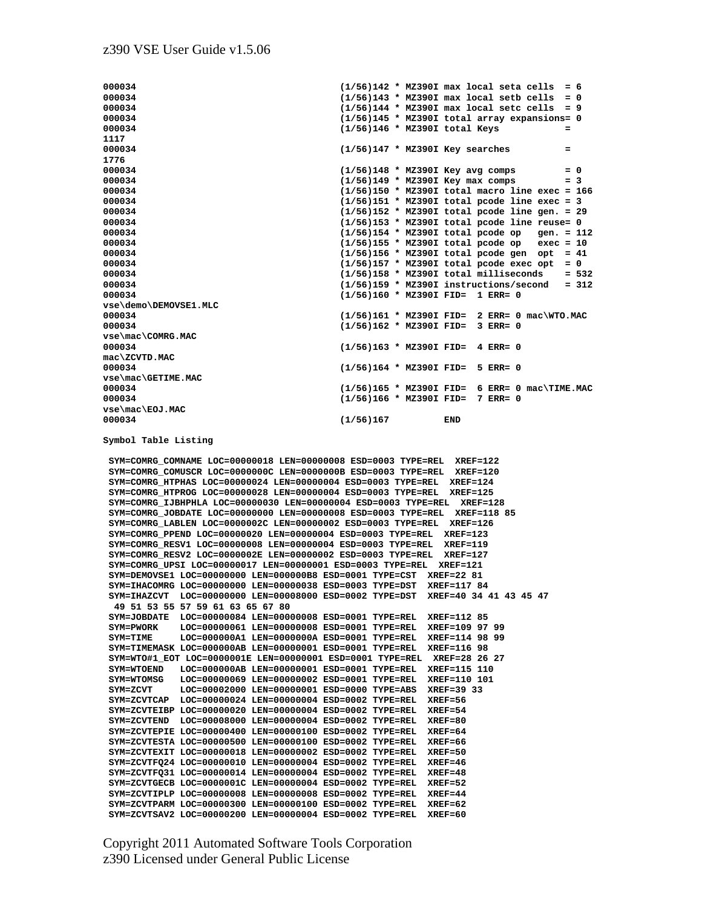```
000034                                   (1/56)142 * MZ390I max local seta cells  = 6
000034                                   (1/56)143 * MZ390I max local setb cells  = 0
000034                                   (1/56)144 * MZ390I max local setc cells  = 9
000034                                   (1/56)145 * MZ390I total array expansions= 0
000034                                   (1/56)146 * MZ390I total Keys            =
1117
000034                                   (1/56)147 * MZ390I Key searches          =
1776
000034                                   (1/56)148 * MZ390I Key avg comps         = 0
000034                                   (1/56)149 * MZ390I Key max comps         = 3
000034                                   (1/56)150 * MZ390I total macro line exec = 166
000034                                   (1/56)151 * MZ390I total pcode line exec = 3
000034                                   (1/56)152 * MZ390I total pcode line gen. = 29
000034                                   (1/56)153 * MZ390I total pcode line reuse= 0
000034                                   (1/56)154 * MZ390I total pcode op   gen. = 112
000034                                   (1/56)155 * MZ390I total pcode op   exec = 10
000034                                   (1/56)156 * MZ390I total pcode gen  opt  = 41
000034                                   (1/56)157 * MZ390I total pcode exec opt  = 0
000034                                   (1/56)158 * MZ390I total milliseconds    = 532
000034                                   (1/56)159 * MZ390I instructions/second   = 312
000034                                   (1/56)160 * MZ390I FID=  1 ERR= 0
vse\demo\DEMOVSE1.MLC
000034                                   (1/56)161 * MZ390I FID=  2 ERR= 0 mac\WTO.MAC
000034                                   (1/56)162 * MZ390I FID=  3 ERR= 0
vse\mac\COMRG.MAC
000034                                   (1/56)163 * MZ390I FID=  4 ERR= 0
mac\ZCVTD.MAC
000034                                   (1/56)164 * MZ390I FID=  5 ERR= 0
vse\mac\GETIME.MAC
000034                                   (1/56)165 * MZ390I FID=  6 ERR= 0 mac\TIME.MAC
000034                                   (1/56)166 * MZ390I FID=  7 ERR= 0
vse\mac\EOJ.MAC
000034                                   (1/56)167          END

Symbol Table Listing

 SYM=COMRG_COMNAME LOC=00000018 LEN=00000008 ESD=0003 TYPE=REL  XREF=122
 SYM=COMRG_COMUSCR LOC=0000000C LEN=0000000B ESD=0003 TYPE=REL  XREF=120
 SYM=COMRG_HTPHAS LOC=00000024 LEN=00000004 ESD=0003 TYPE=REL  XREF=124
 SYM=COMRG_HTPROG LOC=00000028 LEN=00000004 ESD=0003 TYPE=REL  XREF=125
 SYM=COMRG_IJBHPHLA LOC=00000030 LEN=00000004 ESD=0003 TYPE=REL  XREF=128
 SYM=COMRG_JOBDATE LOC=00000000 LEN=00000008 ESD=0003 TYPE=REL  XREF=118 85
 SYM=COMRG_LABLEN LOC=0000002C LEN=00000002 ESD=0003 TYPE=REL  XREF=126
 SYM=COMRG_PPEND LOC=00000020 LEN=00000004 ESD=0003 TYPE=REL  XREF=123
 SYM=COMRG_RESV1 LOC=00000008 LEN=00000004 ESD=0003 TYPE=REL  XREF=119
 SYM=COMRG_RESV2 LOC=0000002E LEN=00000002 ESD=0003 TYPE=REL  XREF=127
 SYM=COMRG_UPSI LOC=00000017 LEN=00000001 ESD=0003 TYPE=REL  XREF=121
 SYM=DEMOVSE1 LOC=00000000 LEN=000000B8 ESD=0001 TYPE=CST  XREF=22 81
 SYM=IHACOMRG LOC=00000000 LEN=00000038 ESD=0003 TYPE=DST  XREF=117 84
 SYM=IHAZCVT  LOC=00000000 LEN=00008000 ESD=0002 TYPE=DST  XREF=40 34 41 43 45 47
  49 51 53 55 57 59 61 63 65 67 80
 SYM=JOBDATE  LOC=00000084 LEN=00000008 ESD=0001 TYPE=REL  XREF=112 85
 SYM=PWORK    LOC=00000061 LEN=00000008 ESD=0001 TYPE=REL  XREF=109 97 99
 SYM=TIME     LOC=000000A1 LEN=0000000A ESD=0001 TYPE=REL  XREF=114 98 99
 SYM=TIMEMASK LOC=000000AB LEN=00000001 ESD=0001 TYPE=REL  XREF=116 98
 SYM=WTO#1_EOT LOC=0000001E LEN=00000001 ESD=0001 TYPE=REL  XREF=28 26 27
 SYM=WTOEND   LOC=000000AB LEN=00000001 ESD=0001 TYPE=REL  XREF=115 110
 SYM=WTOMSG   LOC=00000069 LEN=00000002 ESD=0001 TYPE=REL  XREF=110 101
 SYM=ZCVT     LOC=00002000 LEN=00000001 ESD=0000 TYPE=ABS  XREF=39 33
 SYM=ZCVTCAP  LOC=00000024 LEN=00000004 ESD=0002 TYPE=REL  XREF=56
 SYM=ZCVTEIBP LOC=00000020 LEN=00000004 ESD=0002 TYPE=REL  XREF=54
 SYM=ZCVTEND  LOC=00008000 LEN=00000004 ESD=0002 TYPE=REL  XREF=80
 SYM=ZCVTEPIE LOC=00000400 LEN=00000100 ESD=0002 TYPE=REL  XREF=64
 SYM=ZCVTESTA LOC=00000500 LEN=00000100 ESD=0002 TYPE=REL  XREF=66
 SYM=ZCVTEXIT LOC=00000018 LEN=00000002 ESD=0002 TYPE=REL  XREF=50
 SYM=ZCVTFQ24 LOC=00000010 LEN=00000004 ESD=0002 TYPE=REL  XREF=46
 SYM=ZCVTFQ31 LOC=00000014 LEN=00000004 ESD=0002 TYPE=REL  XREF=48
 SYM=ZCVTGECB LOC=0000001C LEN=00000004 ESD=0002 TYPE=REL  XREF=52
 SYM=ZCVTIPLP LOC=00000008 LEN=00000008 ESD=0002 TYPE=REL  XREF=44
 SYM=ZCVTPARM LOC=00000300 LEN=00000100 ESD=0002 TYPE=REL  XREF=62
 SYM=ZCVTSAV2 LOC=00000200 LEN=00000004 ESD=0002 TYPE=REL  XREF=60
```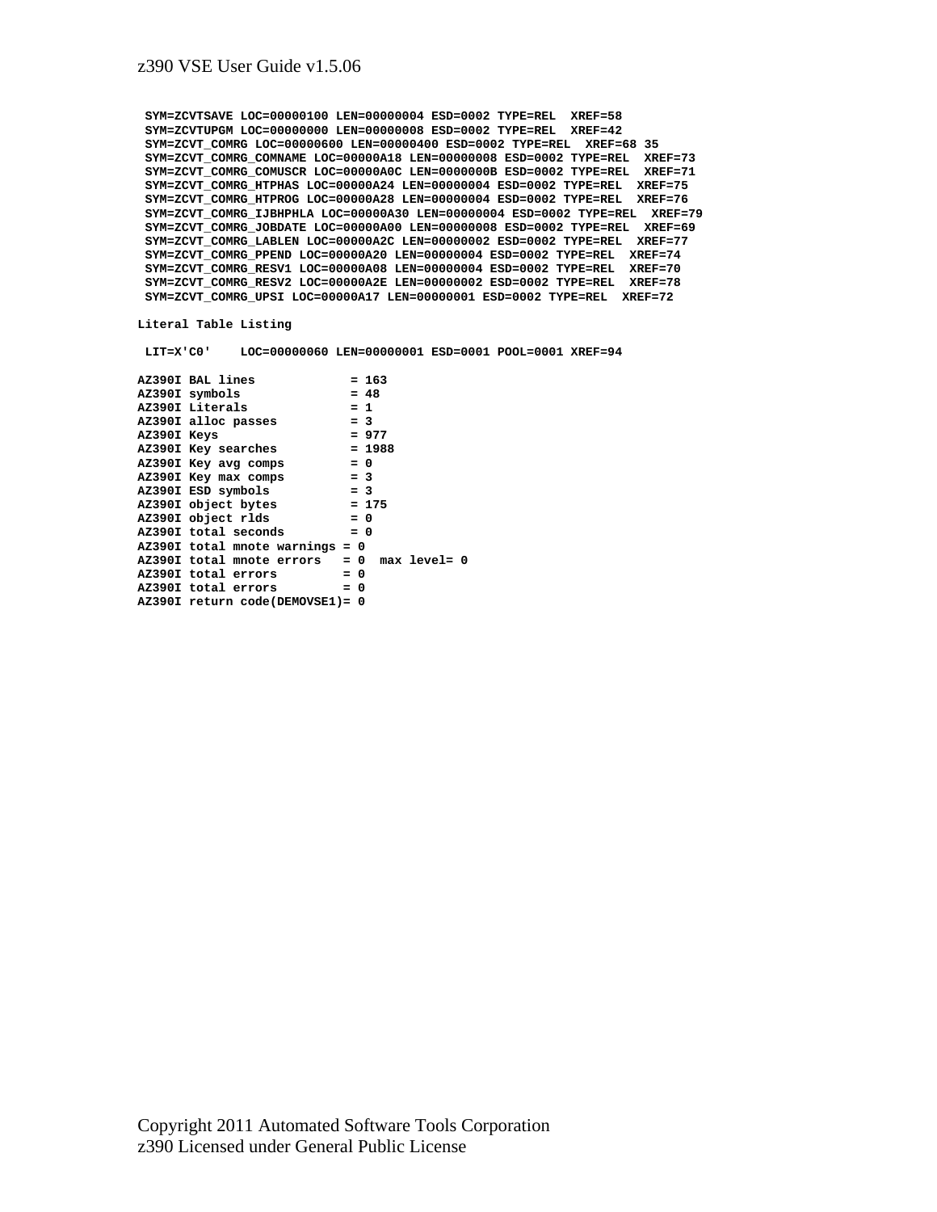```
 SYM=ZCVTSAVE LOC=00000100 LEN=00000004 ESD=0002 TYPE=REL  XREF=58
 SYM=ZCVTUPGM LOC=00000000 LEN=00000008 ESD=0002 TYPE=REL  XREF=42
 SYM=ZCVT_COMRG LOC=00000600 LEN=00000400 ESD=0002 TYPE=REL  XREF=68 35
 SYM=ZCVT_COMRG_COMNAME LOC=00000A18 LEN=00000008 ESD=0002 TYPE=REL  XREF=73
 SYM=ZCVT_COMRG_COMUSCR LOC=00000A0C LEN=0000000B ESD=0002 TYPE=REL  XREF=71
 SYM=ZCVT_COMRG_HTPHAS LOC=00000A24 LEN=00000004 ESD=0002 TYPE=REL  XREF=75
 SYM=ZCVT_COMRG_HTPROG LOC=00000A28 LEN=00000004 ESD=0002 TYPE=REL  XREF=76
 SYM=ZCVT_COMRG_IJBHPHLA LOC=00000A30 LEN=00000004 ESD=0002 TYPE=REL  XREF=79
 SYM=ZCVT_COMRG_JOBDATE LOC=00000A00 LEN=00000008 ESD=0002 TYPE=REL  XREF=69
 SYM=ZCVT_COMRG_LABLEN LOC=00000A2C LEN=00000002 ESD=0002 TYPE=REL  XREF=77
 SYM=ZCVT_COMRG_PPEND LOC=00000A20 LEN=00000004 ESD=0002 TYPE=REL  XREF=74
 SYM=ZCVT_COMRG_RESV1 LOC=00000A08 LEN=00000004 ESD=0002 TYPE=REL  XREF=70
 SYM=ZCVT_COMRG_RESV2 LOC=00000A2E LEN=00000002 ESD=0002 TYPE=REL  XREF=78
 SYM=ZCVT_COMRG_UPSI LOC=00000A17 LEN=00000001 ESD=0002 TYPE=REL  XREF=72

Literal Table Listing

 LIT=X'C0'    LOC=00000060 LEN=00000001 ESD=0001 POOL=0001 XREF=94

AZ390I BAL lines             = 163
AZ390I symbols               = 48
AZ390I Literals              = 1
AZ390I alloc passes          = 3
AZ390I Keys                  = 977
AZ390I Key searches          = 1988
AZ390I Key avg comps         = 0
AZ390I Key max comps         = 3
AZ390I ESD symbols           = 3
AZ390I object bytes          = 175
AZ390I object rlds           = 0
AZ390I total seconds         = 0
AZ390I total mnote warnings = 0
AZ390I total mnote errors   = 0  max level= 0
AZ390I total errors         = 0
AZ390I total errors         = 0
AZ390I return code(DEMOVSE1)= 0
```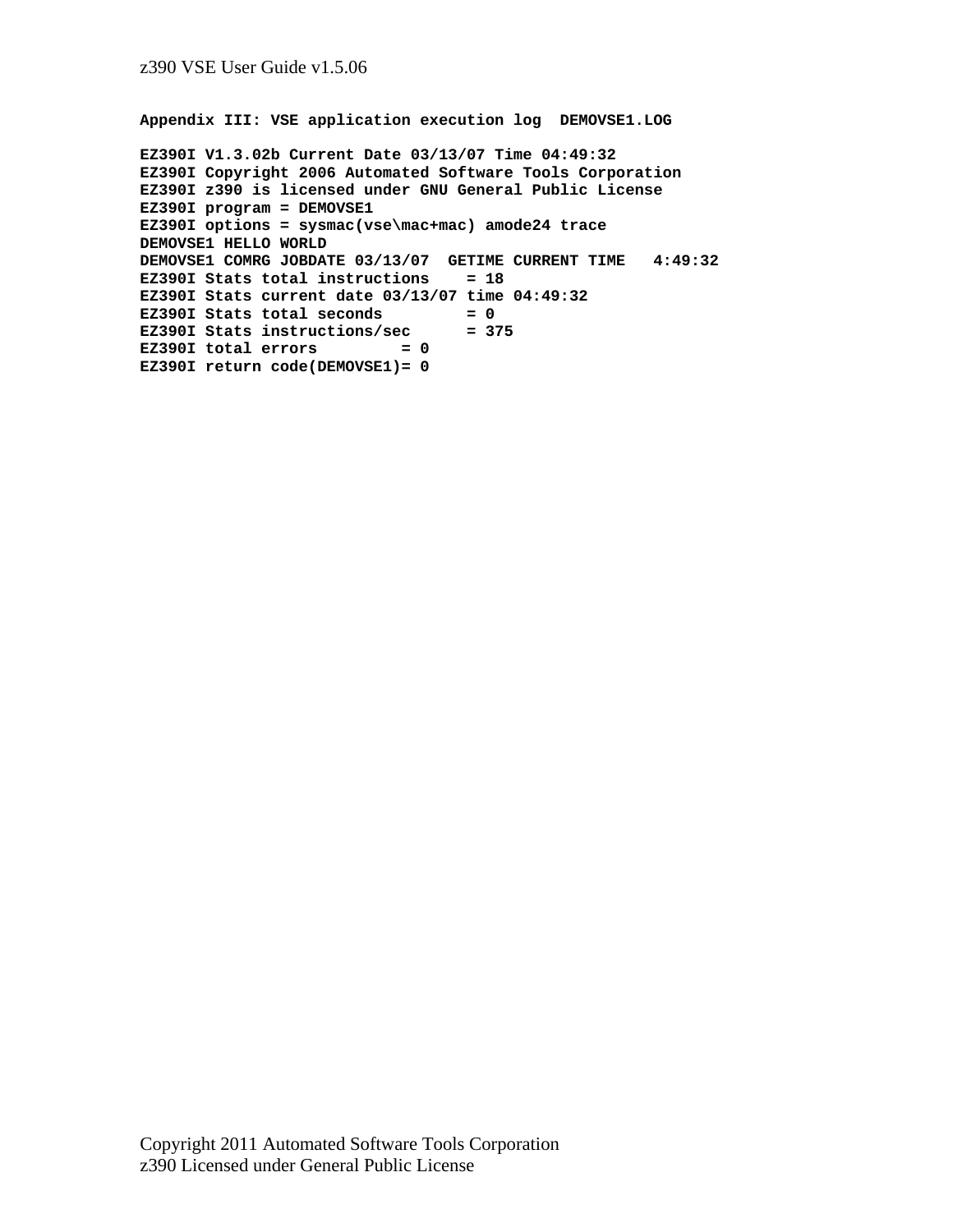## Appendix III: VSE application execution log  DEMOVSE1.LOG

```
EZ390I V1.3.02b Current Date 03/13/07 Time 04:49:32
EZ390I Copyright 2006 Automated Software Tools Corporation
EZ390I z390 is licensed under GNU General Public License
EZ390I program = DEMOVSE1
EZ390I options = sysmac(vse\mac+mac) amode24 trace
DEMOVSE1 HELLO WORLD
DEMOVSE1 COMRG JOBDATE 03/13/07  GETIME CURRENT TIME   4:49:32
EZ390I Stats total instructions    = 18
EZ390I Stats current date 03/13/07 time 04:49:32
EZ390I Stats total seconds         = 0
EZ390I Stats instructions/sec      = 375
EZ390I total errors         = 0
EZ390I return code(DEMOVSE1)= 0
```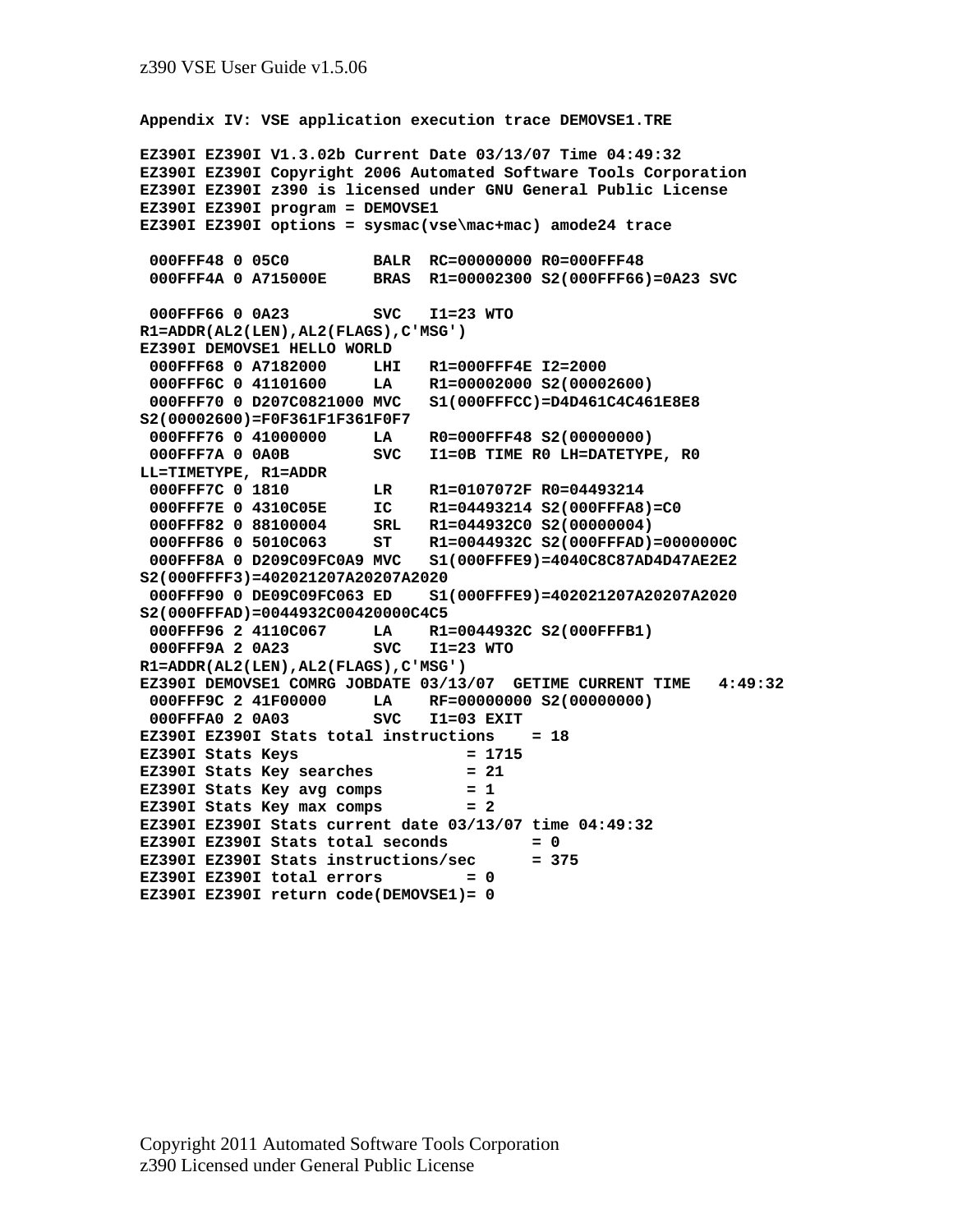**Appendix IV: VSE application execution trace DEMOVSE1.TRE**

```
EZ390I EZ390I V1.3.02b Current Date 03/13/07 Time 04:49:32
EZ390I EZ390I Copyright 2006 Automated Software Tools Corporation
EZ390I EZ390I z390 is licensed under GNU General Public License
EZ390I EZ390I program = DEMOVSE1
EZ390I EZ390I options = sysmac(vse\mac+mac) amode24 trace

 000FFF48 0 05C0         BALR  RC=00000000 R0=000FFF48
 000FFF4A 0 A715000E     BRAS  R1=00002300 S2(000FFF66)=0A23 SVC

 000FFF66 0 0A23         SVC   I1=23 WTO
R1=ADDR(AL2(LEN),AL2(FLAGS),C'MSG')
EZ390I DEMOVSE1 HELLO WORLD
 000FFF68 0 A7182000     LHI   R1=000FFF4E I2=2000
 000FFF6C 0 41101600     LA    R1=00002000 S2(00002600)
 000FFF70 0 D207C0821000 MVC   S1(000FFFCC)=D4D461C4C461E8E8
S2(00002600)=F0F361F1F361F0F7
 000FFF76 0 41000000     LA    R0=000FFF48 S2(00000000)
 000FFF7A 0 0A0B         SVC   I1=0B TIME R0 LH=DATETYPE, R0
LL=TIMETYPE, R1=ADDR
 000FFF7C 0 1810         LR    R1=0107072F R0=04493214
 000FFF7E 0 4310C05E     IC    R1=04493214 S2(000FFFA8)=C0
 000FFF82 0 88100004     SRL   R1=044932C0 S2(00000004)
 000FFF86 0 5010C063     ST    R1=0044932C S2(000FFFAD)=0000000C
 000FFF8A 0 D209C09FC0A9 MVC   S1(000FFFE9)=4040C8C87AD4D47AE2E2
S2(000FFFF3)=402021207A20207A2020
 000FFF90 0 DE09C09FC063 ED    S1(000FFFE9)=402021207A20207A2020
S2(000FFFAD)=0044932C00420000C4C5
 000FFF96 2 4110C067     LA    R1=0044932C S2(000FFFB1)
 000FFF9A 2 0A23         SVC   I1=23 WTO
R1=ADDR(AL2(LEN),AL2(FLAGS),C'MSG')
EZ390I DEMOVSE1 COMRG JOBDATE 03/13/07  GETIME CURRENT TIME   4:49:32
 000FFF9C 2 41F00000     LA    RF=00000000 S2(00000000)
 000FFFA0 2 0A03         SVC   I1=03 EXIT
EZ390I EZ390I Stats total instructions    = 18
EZ390I Stats Keys                   = 1715
EZ390I Stats Key searches           = 21
EZ390I Stats Key avg comps          = 1
EZ390I Stats Key max comps          = 2
EZ390I EZ390I Stats current date 03/13/07 time 04:49:32
EZ390I EZ390I Stats total seconds         = 0
EZ390I EZ390I Stats instructions/sec      = 375
EZ390I EZ390I total errors         = 0
EZ390I EZ390I return code(DEMOVSE1)= 0
```